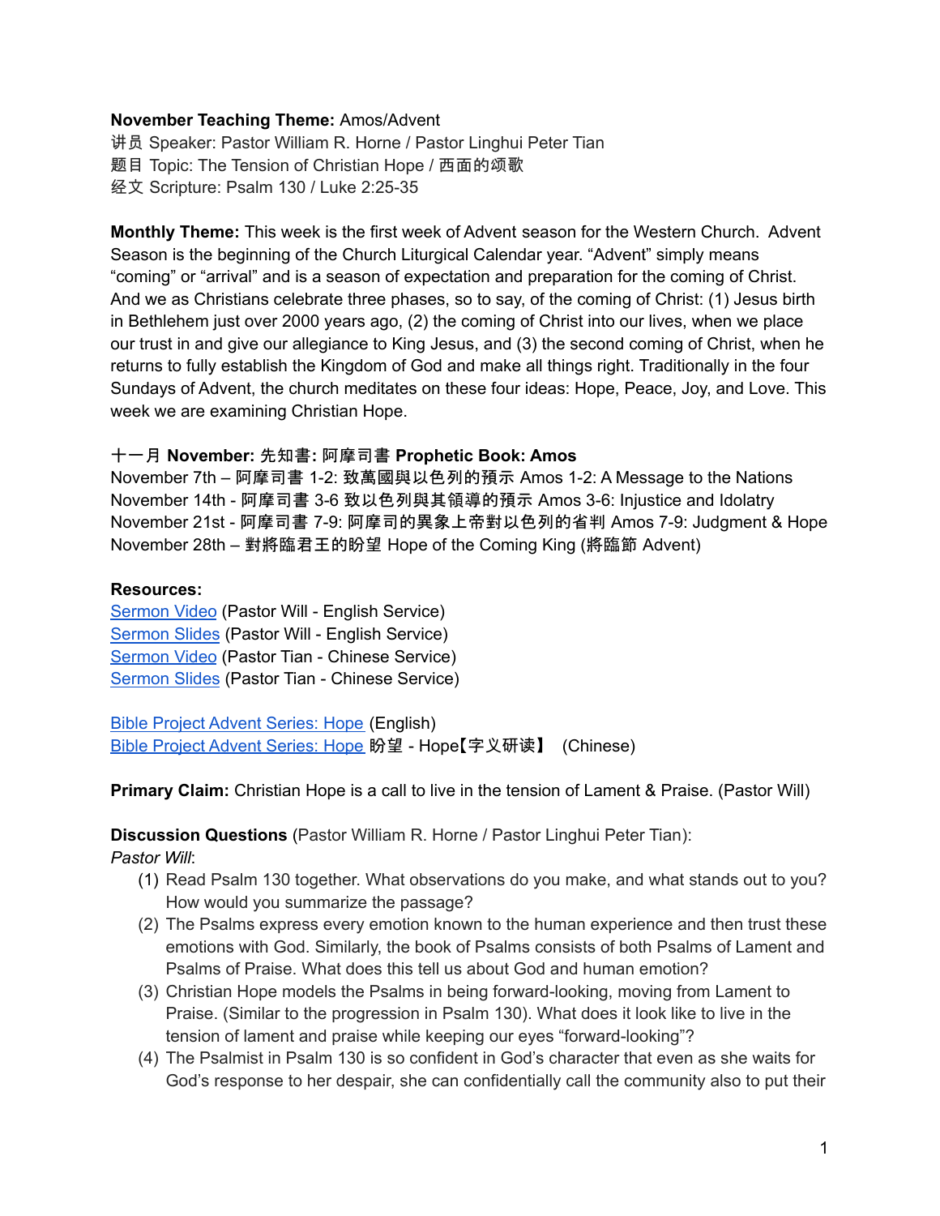**November Teaching Theme:** Amos/Advent
讲员 Speaker: Pastor William R. Horne / Pastor Linghui Peter Tian
题目 Topic: The Tension of Christian Hope / 西面的颂歌
经文 Scripture: Psalm 130 / Luke 2:25-35

**Monthly Theme:** This week is the first week of Advent season for the Western Church. Advent Season is the beginning of the Church Liturgical Calendar year. "Advent" simply means "coming" or "arrival" and is a season of expectation and preparation for the coming of Christ. And we as Christians celebrate three phases, so to say, of the coming of Christ: (1) Jesus birth in Bethlehem just over 2000 years ago, (2) the coming of Christ into our lives, when we place our trust in and give our allegiance to King Jesus, and (3) the second coming of Christ, when he returns to fully establish the Kingdom of God and make all things right. Traditionally in the four Sundays of Advent, the church meditates on these four ideas: Hope, Peace, Joy, and Love. This week we are examining Christian Hope.

十一月 **November:** 先知書**:** 阿摩司書 **Prophetic Book: Amos**
November 7th – 阿摩司書 1-2: 致萬國與以色列的預示 Amos 1-2: A Message to the Nations
November 14th - 阿摩司書 3-6 致以色列與其領導的預示 Amos 3-6: Injustice and Idolatry
November 21st - 阿摩司書 7-9: 阿摩司的異象上帝對以色列的省判 Amos 7-9: Judgment & Hope
November 28th – 對將臨君王的盼望 Hope of the Coming King (將臨節 Advent)

**Resources:**
Sermon Video (Pastor Will - English Service)
Sermon Slides (Pastor Will - English Service)
Sermon Video (Pastor Tian - Chinese Service)
Sermon Slides (Pastor Tian - Chinese Service)

Bible Project Advent Series: Hope (English)
Bible Project Advent Series: Hope 盼望 - Hope【字义研读】 (Chinese)

**Primary Claim:** Christian Hope is a call to live in the tension of Lament & Praise. (Pastor Will)

**Discussion Questions** (Pastor William R. Horne / Pastor Linghui Peter Tian):
*Pastor Will*:

1. Read Psalm 130 together. What observations do you make, and what stands out to you? How would you summarize the passage?
2. The Psalms express every emotion known to the human experience and then trust these emotions with God. Similarly, the book of Psalms consists of both Psalms of Lament and Psalms of Praise. What does this tell us about God and human emotion?
3. Christian Hope models the Psalms in being forward-looking, moving from Lament to Praise. (Similar to the progression in Psalm 130). What does it look like to live in the tension of lament and praise while keeping our eyes "forward-looking"?
4. The Psalmist in Psalm 130 is so confident in God's character that even as she waits for God's response to her despair, she can confidentially call the community also to put their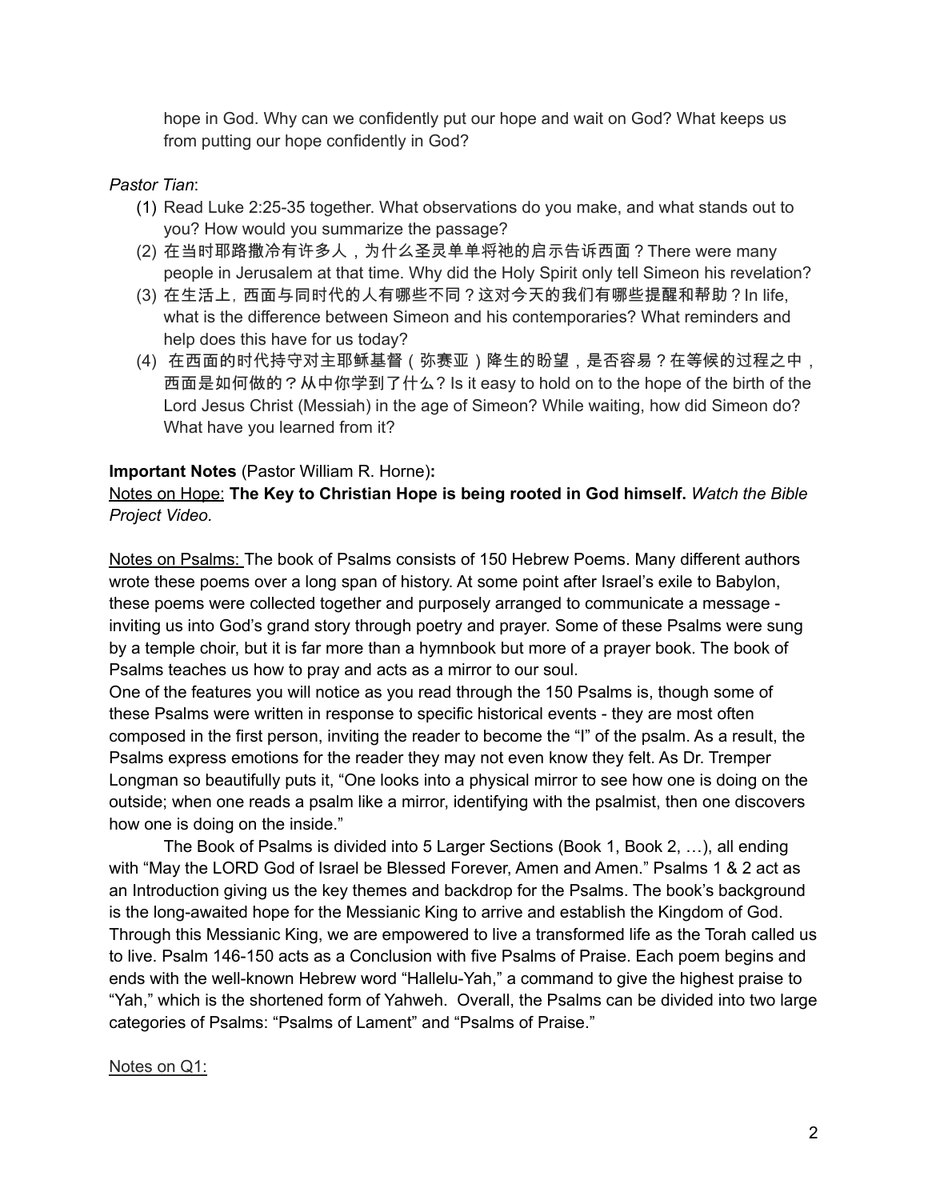hope in God. Why can we confidently put our hope and wait on God? What keeps us from putting our hope confidently in God?

*Pastor Tian*:

(1) Read Luke 2:25-35 together. What observations do you make, and what stands out to you? How would you summarize the passage?
(2) 在当时耶路撒冷有许多人，为什么圣灵单单将祂的启示告诉西面？There were many people in Jerusalem at that time. Why did the Holy Spirit only tell Simeon his revelation?
(3) 在生活上，西面与同时代的人有哪些不同？这对今天的我们有哪些提醒和帮助？In life, what is the difference between Simeon and his contemporaries? What reminders and help does this have for us today?
(4) 在西面的时代持守对主耶稣基督（弥赛亚）降生的盼望，是否容易？在等候的过程之中，西面是如何做的？从中你学到了什么？Is it easy to hold on to the hope of the birth of the Lord Jesus Christ (Messiah) in the age of Simeon? While waiting, how did Simeon do? What have you learned from it?

**Important Notes** (Pastor William R. Horne)**:**

<u>Notes on Hope:</u> **The Key to Christian Hope is being rooted in God himself.** *Watch the Bible Project Video.*

<u>Notes on Psalms:</u> The book of Psalms consists of 150 Hebrew Poems. Many different authors wrote these poems over a long span of history. At some point after Israel's exile to Babylon, these poems were collected together and purposely arranged to communicate a message - inviting us into God's grand story through poetry and prayer. Some of these Psalms were sung by a temple choir, but it is far more than a hymnbook but more of a prayer book. The book of Psalms teaches us how to pray and acts as a mirror to our soul.

One of the features you will notice as you read through the 150 Psalms is, though some of these Psalms were written in response to specific historical events - they are most often composed in the first person, inviting the reader to become the "I" of the psalm. As a result, the Psalms express emotions for the reader they may not even know they felt. As Dr. Tremper Longman so beautifully puts it, "One looks into a physical mirror to see how one is doing on the outside; when one reads a psalm like a mirror, identifying with the psalmist, then one discovers how one is doing on the inside."

The Book of Psalms is divided into 5 Larger Sections (Book 1, Book 2, …), all ending with "May the LORD God of Israel be Blessed Forever, Amen and Amen." Psalms 1 & 2 act as an Introduction giving us the key themes and backdrop for the Psalms. The book's background is the long-awaited hope for the Messianic King to arrive and establish the Kingdom of God. Through this Messianic King, we are empowered to live a transformed life as the Torah called us to live. Psalm 146-150 acts as a Conclusion with five Psalms of Praise. Each poem begins and ends with the well-known Hebrew word "Hallelu-Yah," a command to give the highest praise to "Yah," which is the shortened form of Yahweh. Overall, the Psalms can be divided into two large categories of Psalms: "Psalms of Lament" and "Psalms of Praise."

<u>Notes on Q1:</u>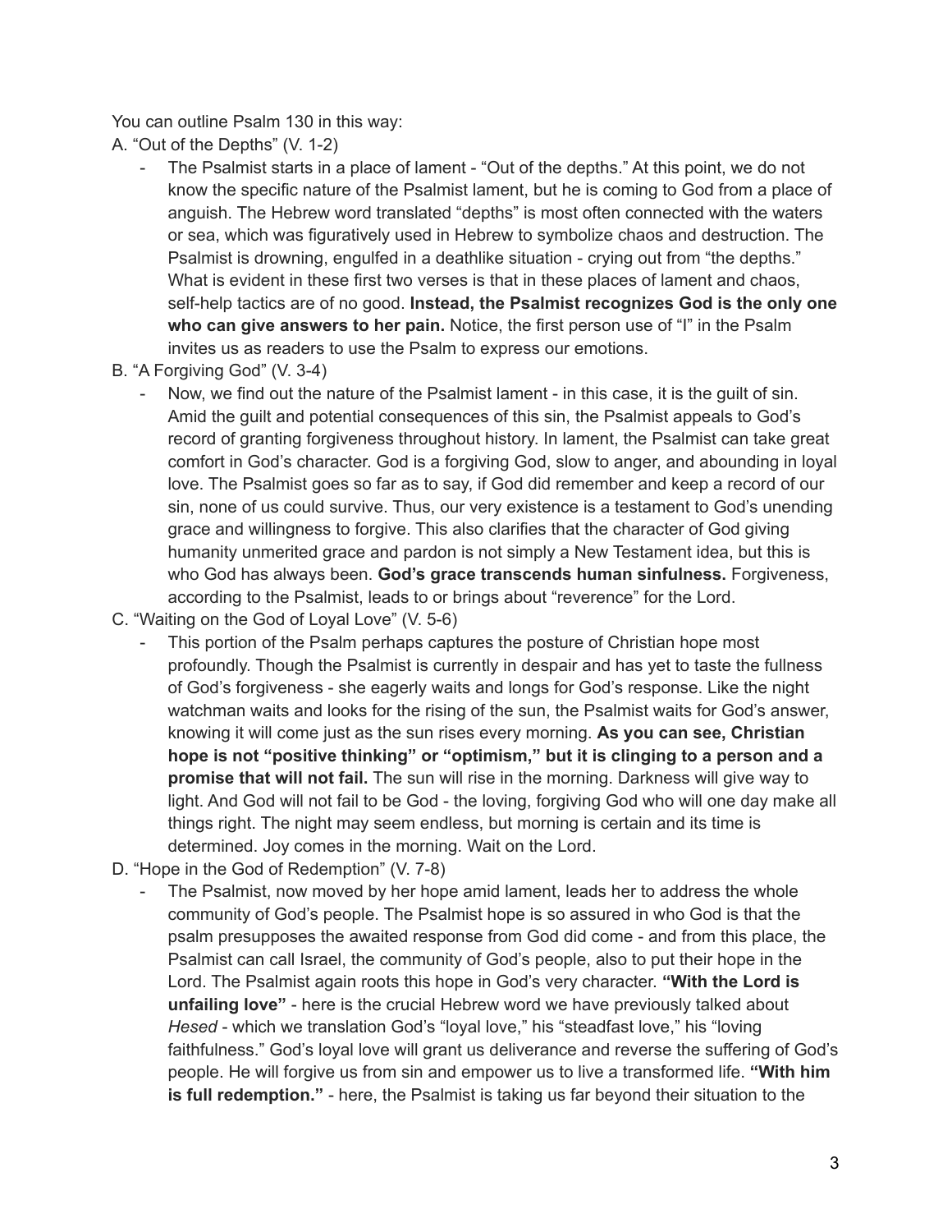You can outline Psalm 130 in this way:

A. "Out of the Depths" (V. 1-2)

- The Psalmist starts in a place of lament - "Out of the depths." At this point, we do not know the specific nature of the Psalmist lament, but he is coming to God from a place of anguish. The Hebrew word translated "depths" is most often connected with the waters or sea, which was figuratively used in Hebrew to symbolize chaos and destruction. The Psalmist is drowning, engulfed in a deathlike situation - crying out from "the depths." What is evident in these first two verses is that in these places of lament and chaos, self-help tactics are of no good. **Instead, the Psalmist recognizes God is the only one who can give answers to her pain.** Notice, the first person use of "I" in the Psalm invites us as readers to use the Psalm to express our emotions.

B. "A Forgiving God" (V. 3-4)

- Now, we find out the nature of the Psalmist lament - in this case, it is the guilt of sin. Amid the guilt and potential consequences of this sin, the Psalmist appeals to God's record of granting forgiveness throughout history. In lament, the Psalmist can take great comfort in God's character. God is a forgiving God, slow to anger, and abounding in loyal love. The Psalmist goes so far as to say, if God did remember and keep a record of our sin, none of us could survive. Thus, our very existence is a testament to God's unending grace and willingness to forgive. This also clarifies that the character of God giving humanity unmerited grace and pardon is not simply a New Testament idea, but this is who God has always been. **God's grace transcends human sinfulness.** Forgiveness, according to the Psalmist, leads to or brings about "reverence" for the Lord.

C. "Waiting on the God of Loyal Love" (V. 5-6)

- This portion of the Psalm perhaps captures the posture of Christian hope most profoundly. Though the Psalmist is currently in despair and has yet to taste the fullness of God's forgiveness - she eagerly waits and longs for God's response. Like the night watchman waits and looks for the rising of the sun, the Psalmist waits for God's answer, knowing it will come just as the sun rises every morning. **As you can see, Christian hope is not "positive thinking" or "optimism," but it is clinging to a person and a promise that will not fail.** The sun will rise in the morning. Darkness will give way to light. And God will not fail to be God - the loving, forgiving God who will one day make all things right. The night may seem endless, but morning is certain and its time is determined. Joy comes in the morning. Wait on the Lord.

D. "Hope in the God of Redemption" (V. 7-8)

- The Psalmist, now moved by her hope amid lament, leads her to address the whole community of God's people. The Psalmist hope is so assured in who God is that the psalm presupposes the awaited response from God did come - and from this place, the Psalmist can call Israel, the community of God's people, also to put their hope in the Lord. The Psalmist again roots this hope in God's very character. **"With the Lord is unfailing love"** - here is the crucial Hebrew word we have previously talked about *Hesed* - which we translation God's "loyal love," his "steadfast love," his "loving faithfulness." God's loyal love will grant us deliverance and reverse the suffering of God's people. He will forgive us from sin and empower us to live a transformed life. **"With him is full redemption."** - here, the Psalmist is taking us far beyond their situation to the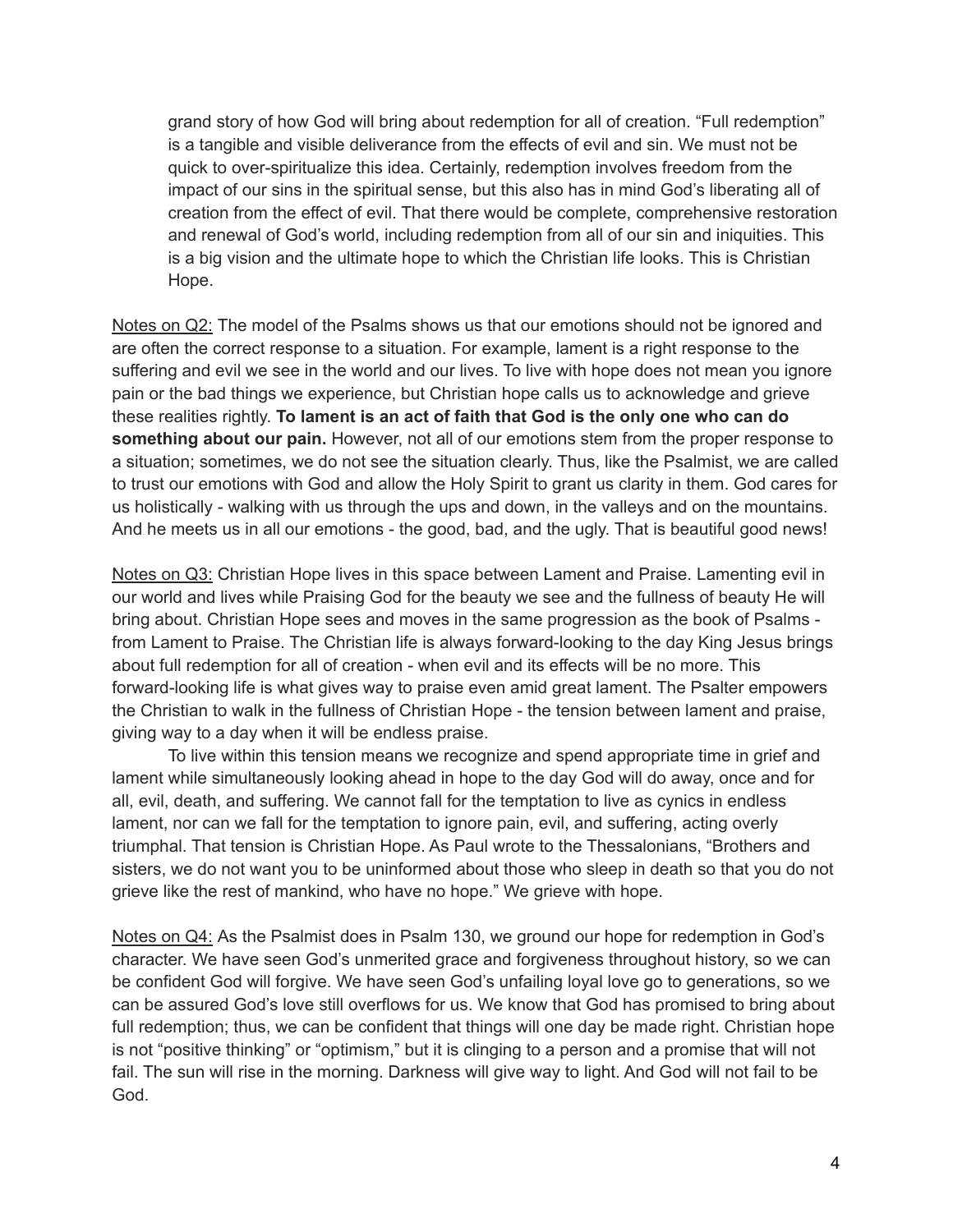grand story of how God will bring about redemption for all of creation. “Full redemption” is a tangible and visible deliverance from the effects of evil and sin. We must not be quick to over-spiritualize this idea. Certainly, redemption involves freedom from the impact of our sins in the spiritual sense, but this also has in mind God’s liberating all of creation from the effect of evil. That there would be complete, comprehensive restoration and renewal of God’s world, including redemption from all of our sin and iniquities. This is a big vision and the ultimate hope to which the Christian life looks. This is Christian Hope.

Notes on Q2: The model of the Psalms shows us that our emotions should not be ignored and are often the correct response to a situation. For example, lament is a right response to the suffering and evil we see in the world and our lives. To live with hope does not mean you ignore pain or the bad things we experience, but Christian hope calls us to acknowledge and grieve these realities rightly. **To lament is an act of faith that God is the only one who can do something about our pain.** However, not all of our emotions stem from the proper response to a situation; sometimes, we do not see the situation clearly. Thus, like the Psalmist, we are called to trust our emotions with God and allow the Holy Spirit to grant us clarity in them. God cares for us holistically - walking with us through the ups and down, in the valleys and on the mountains. And he meets us in all our emotions - the good, bad, and the ugly. That is beautiful good news!

Notes on Q3: Christian Hope lives in this space between Lament and Praise. Lamenting evil in our world and lives while Praising God for the beauty we see and the fullness of beauty He will bring about. Christian Hope sees and moves in the same progression as the book of Psalms - from Lament to Praise. The Christian life is always forward-looking to the day King Jesus brings about full redemption for all of creation - when evil and its effects will be no more. This forward-looking life is what gives way to praise even amid great lament. The Psalter empowers the Christian to walk in the fullness of Christian Hope - the tension between lament and praise, giving way to a day when it will be endless praise.

To live within this tension means we recognize and spend appropriate time in grief and lament while simultaneously looking ahead in hope to the day God will do away, once and for all, evil, death, and suffering. We cannot fall for the temptation to live as cynics in endless lament, nor can we fall for the temptation to ignore pain, evil, and suffering, acting overly triumphal. That tension is Christian Hope. As Paul wrote to the Thessalonians, “Brothers and sisters, we do not want you to be uninformed about those who sleep in death so that you do not grieve like the rest of mankind, who have no hope.” We grieve with hope.

Notes on Q4: As the Psalmist does in Psalm 130, we ground our hope for redemption in God’s character. We have seen God’s unmerited grace and forgiveness throughout history, so we can be confident God will forgive. We have seen God’s unfailing loyal love go to generations, so we can be assured God’s love still overflows for us. We know that God has promised to bring about full redemption; thus, we can be confident that things will one day be made right. Christian hope is not “positive thinking” or “optimism,” but it is clinging to a person and a promise that will not fail. The sun will rise in the morning. Darkness will give way to light. And God will not fail to be God.